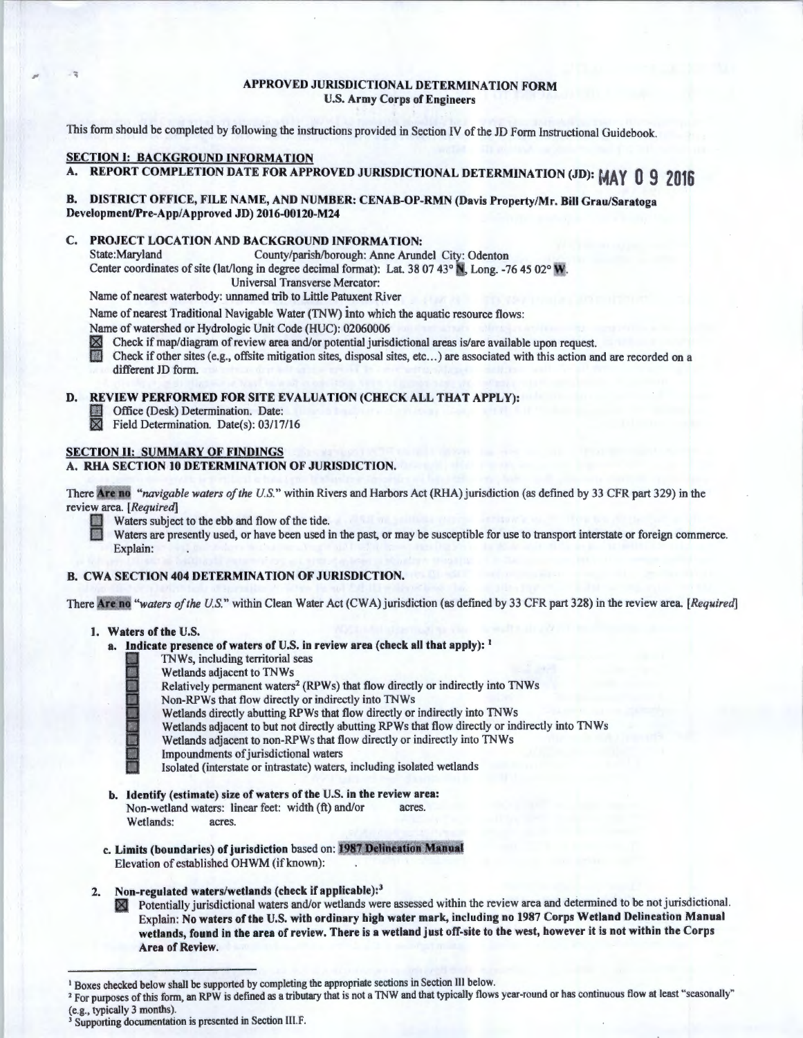# APPROVED JURISDICTIONAL DETERMINATION FORM
## U.S. Army Corps of Engineers

This form should be completed by following the instructions provided in Section IV of the JD Form Instructional Guidebook.

## SECTION I: BACKGROUND INFORMATION

**A. REPORT COMPLETION DATE FOR APPROVED JURISDICTIONAL DETERMINATION (JD): MAY 0 9 2016**

**B. DISTRICT OFFICE, FILE NAME, AND NUMBER: CENAB-OP-RMN (Davis Property/Mr. Bill Grau/Saratoga Development/Pre-App/Approved JD) 2016-00120-M24**

**C. PROJECT LOCATION AND BACKGROUND INFORMATION:**

State:Maryland County/parish/borough: Anne Arundel City: Odenton

Center coordinates of site (lat/long in degree decimal format): Lat. 38 07 43° N, Long. -76 45 02° W.

Universal Transverse Mercator:

Name of nearest waterbody: unnamed trib to Little Patuxent River

Name of nearest Traditional Navigable Water (TNW) into which the aquatic resource flows:

Name of watershed or Hydrologic Unit Code (HUC): 02060006

☒ Check if map/diagram of review area and/or potential jurisdictional areas is/are available upon request.

☐ Check if other sites (e.g., offsite mitigation sites, disposal sites, etc…) are associated with this action and are recorded on a different JD form.

**D. REVIEW PERFORMED FOR SITE EVALUATION (CHECK ALL THAT APPLY):**

☐ Office (Desk) Determination. Date:

☒ Field Determination. Date(s): 03/17/16

## SECTION II: SUMMARY OF FINDINGS

**A. RHA SECTION 10 DETERMINATION OF JURISDICTION.**

There **Are no** "*navigable waters of the U.S.*" within Rivers and Harbors Act (RHA) jurisdiction (as defined by 33 CFR part 329) in the review area. [*Required*]

☐ Waters subject to the ebb and flow of the tide.

☐ Waters are presently used, or have been used in the past, or may be susceptible for use to transport interstate or foreign commerce. Explain:

**B. CWA SECTION 404 DETERMINATION OF JURISDICTION.**

There **Are no** "*waters of the U.S.*" within Clean Water Act (CWA) jurisdiction (as defined by 33 CFR part 328) in the review area. [*Required*]

**1. Waters of the U.S.**

**a. Indicate presence of waters of U.S. in review area (check all that apply):** [1]

☐ TNWs, including territorial seas

☐ Wetlands adjacent to TNWs

☐ Relatively permanent waters[2] (RPWs) that flow directly or indirectly into TNWs

☐ Non-RPWs that flow directly or indirectly into TNWs

☐ Wetlands directly abutting RPWs that flow directly or indirectly into TNWs

☐ Wetlands adjacent to but not directly abutting RPWs that flow directly or indirectly into TNWs

☐ Wetlands adjacent to non-RPWs that flow directly or indirectly into TNWs

☐ Impoundments of jurisdictional waters

☐ Isolated (interstate or intrastate) waters, including isolated wetlands

**b. Identify (estimate) size of waters of the U.S. in the review area:**

Non-wetland waters: linear feet: width (ft) and/or acres.

Wetlands: acres.

**c. Limits (boundaries) of jurisdiction** based on: **1987 Delineation Manual**

Elevation of established OHWM (if known):

**2. Non-regulated waters/wetlands (check if applicable):**[3]

☒ Potentially jurisdictional waters and/or wetlands were assessed within the review area and determined to be not jurisdictional. Explain: **No waters of the U.S. with ordinary high water mark, including no 1987 Corps Wetland Delineation Manual wetlands, found in the area of review. There is a wetland just off-site to the west, however it is not within the Corps Area of Review.**

---

[1] Boxes checked below shall be supported by completing the appropriate sections in Section III below.

[2] For purposes of this form, an RPW is defined as a tributary that is not a TNW and that typically flows year-round or has continuous flow at least "seasonally" (e.g., typically 3 months).

[3] Supporting documentation is presented in Section III.F.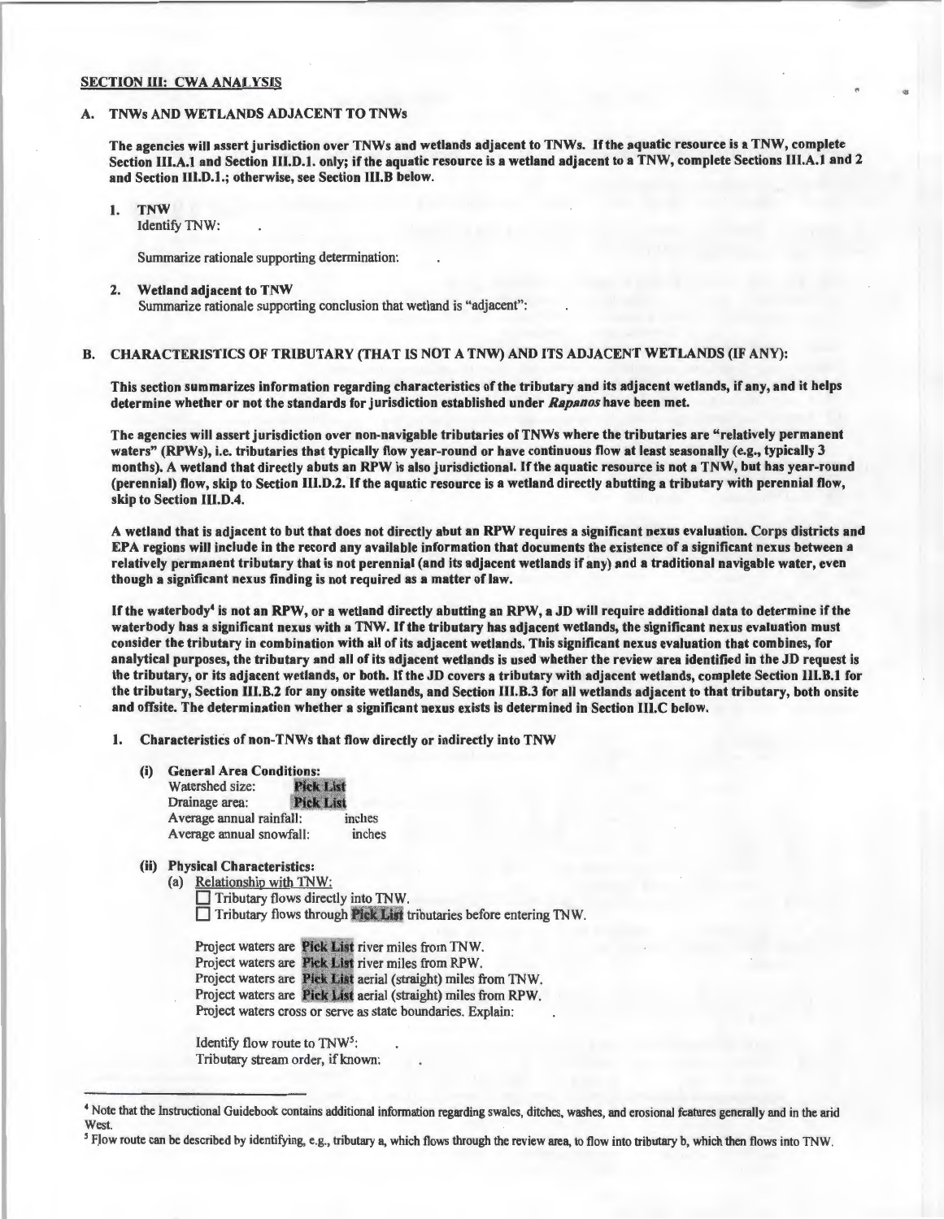## SECTION III: CWA ANALYSIS

### A. TNWs AND WETLANDS ADJACENT TO TNWs

**The agencies will assert jurisdiction over TNWs and wetlands adjacent to TNWs. If the aquatic resource is a TNW, complete Section III.A.1 and Section III.D.1. only; if the aquatic resource is a wetland adjacent to a TNW, complete Sections III.A.1 and 2 and Section III.D.1.; otherwise, see Section III.B below.**

1. **TNW**
   Identify TNW: .

   Summarize rationale supporting determination: .

2. **Wetland adjacent to TNW**
   Summarize rationale supporting conclusion that wetland is "adjacent": .

### B. CHARACTERISTICS OF TRIBUTARY (THAT IS NOT A TNW) AND ITS ADJACENT WETLANDS (IF ANY):

**This section summarizes information regarding characteristics of the tributary and its adjacent wetlands, if any, and it helps determine whether or not the standards for jurisdiction established under *Rapanos* have been met.**

**The agencies will assert jurisdiction over non-navigable tributaries of TNWs where the tributaries are "relatively permanent waters" (RPWs), i.e. tributaries that typically flow year-round or have continuous flow at least seasonally (e.g., typically 3 months). A wetland that directly abuts an RPW is also jurisdictional. If the aquatic resource is not a TNW, but has year-round (perennial) flow, skip to Section III.D.2. If the aquatic resource is a wetland directly abutting a tributary with perennial flow, skip to Section III.D.4.**

**A wetland that is adjacent to but that does not directly abut an RPW requires a significant nexus evaluation. Corps districts and EPA regions will include in the record any available information that documents the existence of a significant nexus between a relatively permanent tributary that is not perennial (and its adjacent wetlands if any) and a traditional navigable water, even though a significant nexus finding is not required as a matter of law.**

**If the waterbody[4] is not an RPW, or a wetland directly abutting an RPW, a JD will require additional data to determine if the waterbody has a significant nexus with a TNW. If the tributary has adjacent wetlands, the significant nexus evaluation must consider the tributary in combination with all of its adjacent wetlands. This significant nexus evaluation that combines, for analytical purposes, the tributary and all of its adjacent wetlands is used whether the review area identified in the JD request is the tributary, or its adjacent wetlands, or both. If the JD covers a tributary with adjacent wetlands, complete Section III.B.1 for the tributary, Section III.B.2 for any onsite wetlands, and Section III.B.3 for all wetlands adjacent to that tributary, both onsite and offsite. The determination whether a significant nexus exists is determined in Section III.C below.**

1. **Characteristics of non-TNWs that flow directly or indirectly into TNW**

   **(i) General Area Conditions:**
   Watershed size: Pick List
   Drainage area: Pick List
   Average annual rainfall: inches
   Average annual snowfall: inches

   **(ii) Physical Characteristics:**
   (a) Relationship with TNW:
   ☐ Tributary flows directly into TNW.
   ☐ Tributary flows through Pick List tributaries before entering TNW.

   Project waters are Pick List river miles from TNW.
   Project waters are Pick List river miles from RPW.
   Project waters are Pick List aerial (straight) miles from TNW.
   Project waters are Pick List aerial (straight) miles from RPW.
   Project waters cross or serve as state boundaries. Explain: .

   Identify flow route to TNW[5]: .
   Tributary stream order, if known: .

---

[4] Note that the Instructional Guidebook contains additional information regarding swales, ditches, washes, and erosional features generally and in the arid West.

[5] Flow route can be described by identifying, e.g., tributary a, which flows through the review area, to flow into tributary b, which then flows into TNW.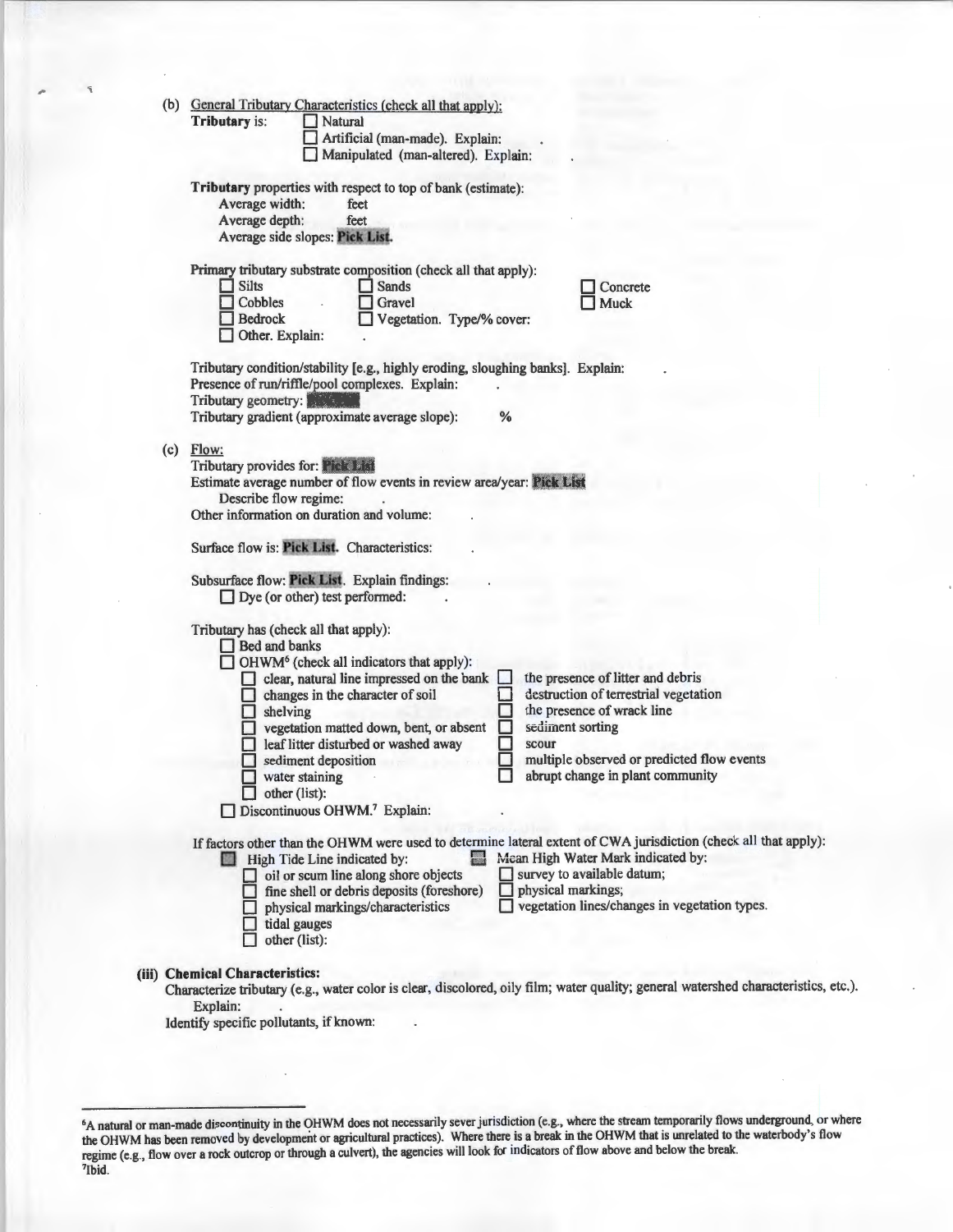(b) General Tributary Characteristics (check all that apply):

**Tributary** is: ☐ Natural
☐ Artificial (man-made). Explain: .
☐ Manipulated (man-altered). Explain: .

**Tributary** properties with respect to top of bank (estimate):
Average width: feet
Average depth: feet
Average side slopes: **Pick List**.

Primary tributary substrate composition (check all that apply):

☐ Silts ☐ Sands ☐ Concrete
☐ Cobbles ☐ Gravel ☐ Muck
☐ Bedrock ☐ Vegetation. Type/% cover:
☐ Other. Explain: .

Tributary condition/stability [e.g., highly eroding, sloughing banks]. Explain: .
Presence of run/riffle/pool complexes. Explain: .
Tributary geometry: **Pick List**
Tributary gradient (approximate average slope): %

(c) Flow:

Tributary provides for: **Pick List**
Estimate average number of flow events in review area/year: **Pick List**
Describe flow regime: .
Other information on duration and volume: .

Surface flow is: **Pick List**. Characteristics: .

Subsurface flow: **Pick List**. Explain findings: .
☐ Dye (or other) test performed: .

Tributary has (check all that apply):
☐ Bed and banks
☐ OHWM[6] (check all indicators that apply):
- ☐ clear, natural line impressed on the bank
- ☐ changes in the character of soil
- ☐ shelving
- ☐ vegetation matted down, bent, or absent
- ☐ leaf litter disturbed or washed away
- ☐ sediment deposition
- ☐ water staining
- ☐ other (list):
- ☐ the presence of litter and debris
- ☐ destruction of terrestrial vegetation
- ☐ the presence of wrack line
- ☐ sediment sorting
- ☐ scour
- ☐ multiple observed or predicted flow events
- ☐ abrupt change in plant community

☐ Discontinuous OHWM.[7] Explain: .

If factors other than the OHWM were used to determine lateral extent of CWA jurisdiction (check all that apply):

☐ High Tide Line indicated by:
- ☐ oil or scum line along shore objects
- ☐ fine shell or debris deposits (foreshore)
- ☐ physical markings/characteristics
- ☐ tidal gauges
- ☐ other (list):

☐ Mean High Water Mark indicated by:
- ☐ survey to available datum;
- ☐ physical markings;
- ☐ vegetation lines/changes in vegetation types.

**(iii) Chemical Characteristics:**

Characterize tributary (e.g., water color is clear, discolored, oily film; water quality; general watershed characteristics, etc.).
Explain: .
Identify specific pollutants, if known: .

---

[6] A natural or man-made discontinuity in the OHWM does not necessarily sever jurisdiction (e.g., where the stream temporarily flows underground, or where the OHWM has been removed by development or agricultural practices). Where there is a break in the OHWM that is unrelated to the waterbody's flow regime (e.g., flow over a rock outcrop or through a culvert), the agencies will look for indicators of flow above and below the break.

[7] Ibid.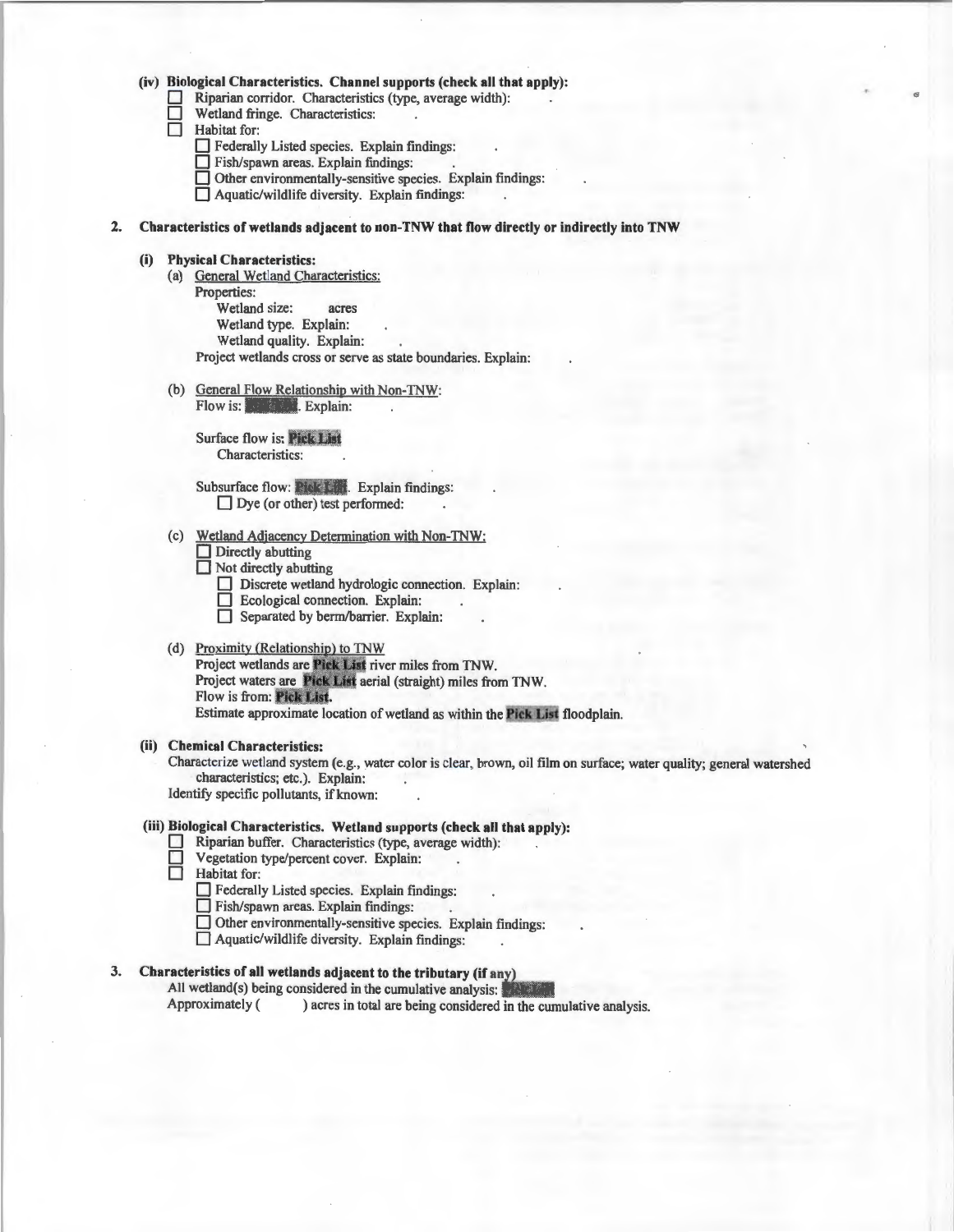**(iv) Biological Characteristics. Channel supports (check all that apply):**

☐ Riparian corridor. Characteristics (type, average width): .

☐ Wetland fringe. Characteristics: .

☐ Habitat for:

☐ Federally Listed species. Explain findings: .

☐ Fish/spawn areas. Explain findings: .

☐ Other environmentally-sensitive species. Explain findings: .

☐ Aquatic/wildlife diversity. Explain findings: .

**2. Characteristics of wetlands adjacent to non-TNW that flow directly or indirectly into TNW**

**(i) Physical Characteristics:**

(a) General Wetland Characteristics:

Properties:

Wetland size: acres

Wetland type. Explain: .

Wetland quality. Explain: .

Project wetlands cross or serve as state boundaries. Explain: .

(b) General Flow Relationship with Non-TNW:

Flow is: Pick List. Explain: .

Surface flow is: Pick List

Characteristics: .

Subsurface flow: Pick List. Explain findings: .

☐ Dye (or other) test performed: .

(c) Wetland Adjacency Determination with Non-TNW:

☐ Directly abutting

☐ Not directly abutting

☐ Discrete wetland hydrologic connection. Explain: .

☐ Ecological connection. Explain: .

☐ Separated by berm/barrier. Explain: .

(d) Proximity (Relationship) to TNW

Project wetlands are Pick List river miles from TNW.

Project waters are Pick List aerial (straight) miles from TNW.

Flow is from: Pick List.

Estimate approximate location of wetland as within the Pick List floodplain.

**(ii) Chemical Characteristics:**

Characterize wetland system (e.g., water color is clear, brown, oil film on surface; water quality; general watershed characteristics; etc.). Explain: .

Identify specific pollutants, if known: .

**(iii) Biological Characteristics. Wetland supports (check all that apply):**

☐ Riparian buffer. Characteristics (type, average width): .

☐ Vegetation type/percent cover. Explain: .

☐ Habitat for:

☐ Federally Listed species. Explain findings: .

☐ Fish/spawn areas. Explain findings: .

☐ Other environmentally-sensitive species. Explain findings: .

☐ Aquatic/wildlife diversity. Explain findings: .

**3. Characteristics of all wetlands adjacent to the tributary (if any)**

All wetland(s) being considered in the cumulative analysis: Pick List

Approximately ( ) acres in total are being considered in the cumulative analysis.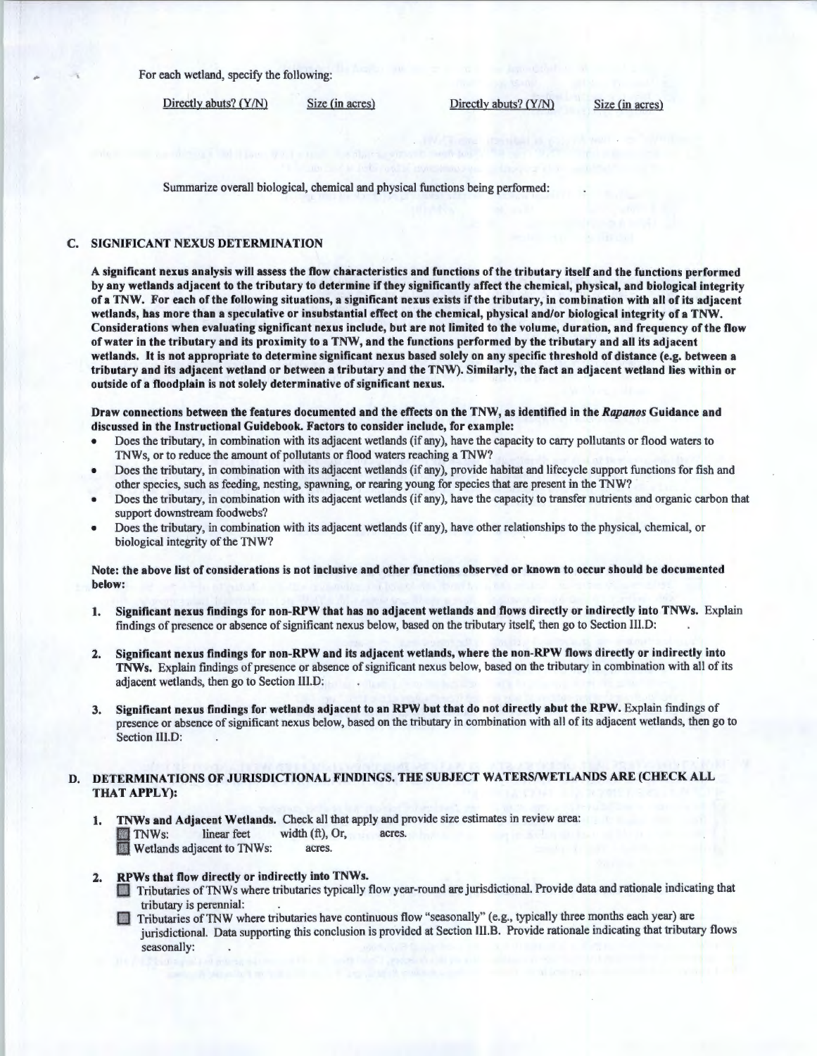For each wetland, specify the following:

| Directly abuts? (Y/N) | Size (in acres) | Directly abuts? (Y/N) | Size (in acres) |
|---|---|---|---|

Summarize overall biological, chemical and physical functions being performed: .

### C. SIGNIFICANT NEXUS DETERMINATION

**A significant nexus analysis will assess the flow characteristics and functions of the tributary itself and the functions performed by any wetlands adjacent to the tributary to determine if they significantly affect the chemical, physical, and biological integrity of a TNW. For each of the following situations, a significant nexus exists if the tributary, in combination with all of its adjacent wetlands, has more than a speculative or insubstantial effect on the chemical, physical and/or biological integrity of a TNW. Considerations when evaluating significant nexus include, but are not limited to the volume, duration, and frequency of the flow of water in the tributary and its proximity to a TNW, and the functions performed by the tributary and all its adjacent wetlands. It is not appropriate to determine significant nexus based solely on any specific threshold of distance (e.g. between a tributary and its adjacent wetland or between a tributary and the TNW). Similarly, the fact an adjacent wetland lies within or outside of a floodplain is not solely determinative of significant nexus.**

**Draw connections between the features documented and the effects on the TNW, as identified in the *Rapanos* Guidance and discussed in the Instructional Guidebook. Factors to consider include, for example:**

- Does the tributary, in combination with its adjacent wetlands (if any), have the capacity to carry pollutants or flood waters to TNWs, or to reduce the amount of pollutants or flood waters reaching a TNW?
- Does the tributary, in combination with its adjacent wetlands (if any), provide habitat and lifecycle support functions for fish and other species, such as feeding, nesting, spawning, or rearing young for species that are present in the TNW?
- Does the tributary, in combination with its adjacent wetlands (if any), have the capacity to transfer nutrients and organic carbon that support downstream foodwebs?
- Does the tributary, in combination with its adjacent wetlands (if any), have other relationships to the physical, chemical, or biological integrity of the TNW?

**Note: the above list of considerations is not inclusive and other functions observed or known to occur should be documented below:**

1. **Significant nexus findings for non-RPW that has no adjacent wetlands and flows directly or indirectly into TNWs.** Explain findings of presence or absence of significant nexus below, based on the tributary itself, then go to Section III.D: .

2. **Significant nexus findings for non-RPW and its adjacent wetlands, where the non-RPW flows directly or indirectly into TNWs.** Explain findings of presence or absence of significant nexus below, based on the tributary in combination with all of its adjacent wetlands, then go to Section III.D: .

3. **Significant nexus findings for wetlands adjacent to an RPW but that do not directly abut the RPW.** Explain findings of presence or absence of significant nexus below, based on the tributary in combination with all of its adjacent wetlands, then go to Section III.D: .

### D. DETERMINATIONS OF JURISDICTIONAL FINDINGS. THE SUBJECT WATERS/WETLANDS ARE (CHECK ALL THAT APPLY):

1. **TNWs and Adjacent Wetlands.** Check all that apply and provide size estimates in review area:
   - ☐ TNWs: linear feet width (ft), Or, acres.
   - ☐ Wetlands adjacent to TNWs: acres.

2. **RPWs that flow directly or indirectly into TNWs.**
   - ☐ Tributaries of TNWs where tributaries typically flow year-round are jurisdictional. Provide data and rationale indicating that tributary is perennial: .
   - ☐ Tributaries of TNW where tributaries have continuous flow "seasonally" (e.g., typically three months each year) are jurisdictional. Data supporting this conclusion is provided at Section III.B. Provide rationale indicating that tributary flows seasonally: .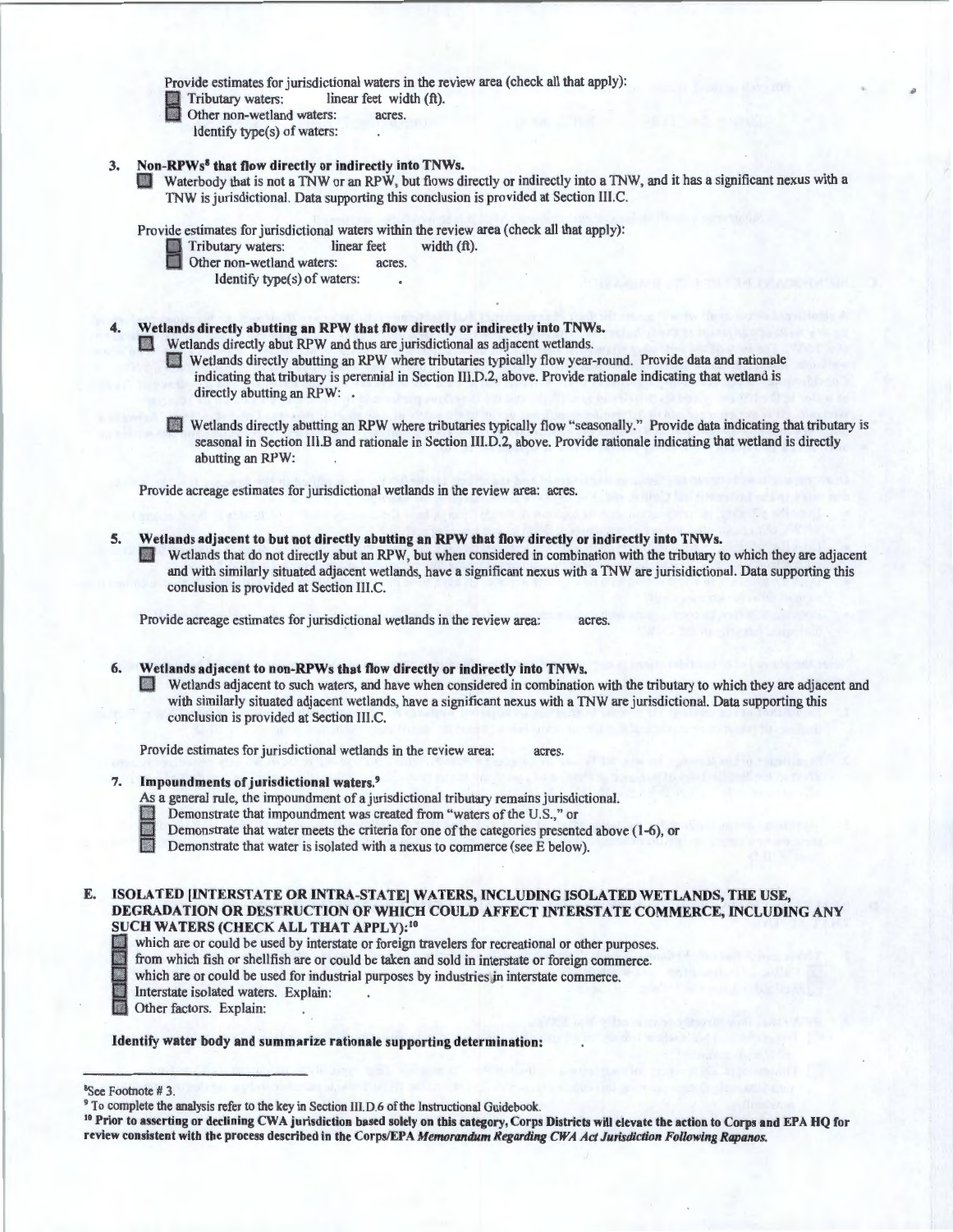Provide estimates for jurisdictional waters in the review area (check all that apply):

- Tributary waters: linear feet width (ft).
- Other non-wetland waters: acres.
  - Identify type(s) of waters: .

**3. Non-RPWs[8] that flow directly or indirectly into TNWs.**

- Waterbody that is not a TNW or an RPW, but flows directly or indirectly into a TNW, and it has a significant nexus with a TNW is jurisdictional. Data supporting this conclusion is provided at Section III.C.

Provide estimates for jurisdictional waters within the review area (check all that apply):

- Tributary waters: linear feet width (ft).
- Other non-wetland waters: acres.
  - Identify type(s) of waters: .

**4. Wetlands directly abutting an RPW that flow directly or indirectly into TNWs.**

- Wetlands directly abut RPW and thus are jurisdictional as adjacent wetlands.
  - Wetlands directly abutting an RPW where tributaries typically flow year-round. Provide data and rationale indicating that tributary is perennial in Section III.D.2, above. Provide rationale indicating that wetland is directly abutting an RPW: .
  - Wetlands directly abutting an RPW where tributaries typically flow "seasonally." Provide data indicating that tributary is seasonal in Section III.B and rationale in Section III.D.2, above. Provide rationale indicating that wetland is directly abutting an RPW: .

Provide acreage estimates for jurisdictional wetlands in the review area: acres.

**5. Wetlands adjacent to but not directly abutting an RPW that flow directly or indirectly into TNWs.**

- Wetlands that do not directly abut an RPW, but when considered in combination with the tributary to which they are adjacent and with similarly situated adjacent wetlands, have a significant nexus with a TNW are jurisidictional. Data supporting this conclusion is provided at Section III.C.

Provide acreage estimates for jurisdictional wetlands in the review area: acres.

**6. Wetlands adjacent to non-RPWs that flow directly or indirectly into TNWs.**

- Wetlands adjacent to such waters, and have when considered in combination with the tributary to which they are adjacent and with similarly situated adjacent wetlands, have a significant nexus with a TNW are jurisdictional. Data supporting this conclusion is provided at Section III.C.

Provide estimates for jurisdictional wetlands in the review area: acres.

**7. Impoundments of jurisdictional waters.[9]**

As a general rule, the impoundment of a jurisdictional tributary remains jurisdictional.

- Demonstrate that impoundment was created from "waters of the U.S.," or
- Demonstrate that water meets the criteria for one of the categories presented above (1-6), or
- Demonstrate that water is isolated with a nexus to commerce (see E below).

## E. ISOLATED [INTERSTATE OR INTRA-STATE] WATERS, INCLUDING ISOLATED WETLANDS, THE USE, DEGRADATION OR DESTRUCTION OF WHICH COULD AFFECT INTERSTATE COMMERCE, INCLUDING ANY SUCH WATERS (CHECK ALL THAT APPLY):[10]

- which are or could be used by interstate or foreign travelers for recreational or other purposes.
- from which fish or shellfish are or could be taken and sold in interstate or foreign commerce.
- which are or could be used for industrial purposes by industries in interstate commerce.
- Interstate isolated waters. Explain: .
- Other factors. Explain: .

**Identify water body and summarize rationale supporting determination:** .

---

[8]See Footnote # 3.

[9] To complete the analysis refer to the key in Section III.D.6 of the Instructional Guidebook.

**[10] Prior to asserting or declining CWA jurisdiction based solely on this category, Corps Districts will elevate the action to Corps and EPA HQ for review consistent with the process described in the Corps/EPA *Memorandum Regarding CWA Act Jurisdiction Following Rapanos.***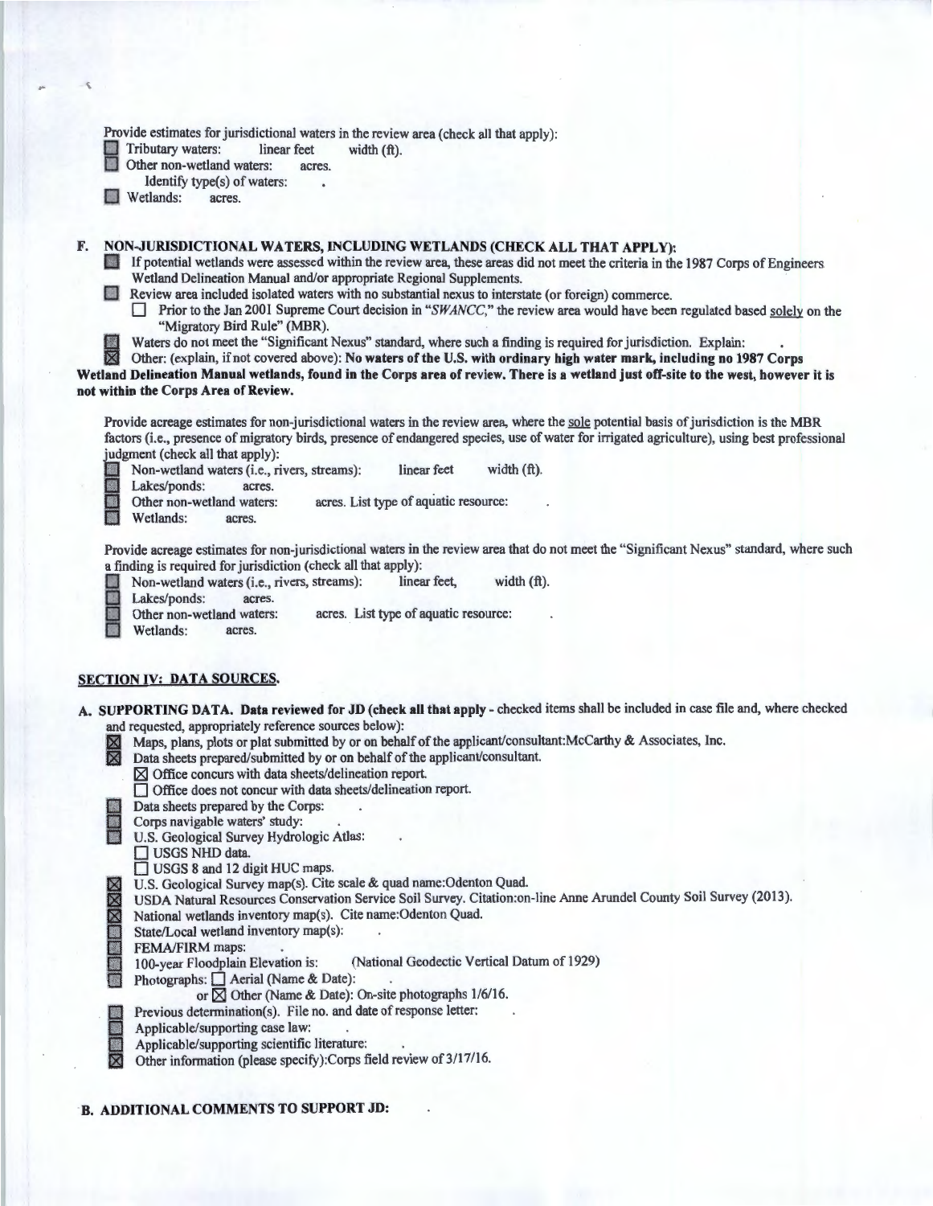Provide estimates for jurisdictional waters in the review area (check all that apply):

- ☐ Tributary waters: linear feet width (ft).
- ☐ Other non-wetland waters: acres.
  - Identify type(s) of waters: .
- ☐ Wetlands: acres.

**F. NON-JURISDICTIONAL WATERS, INCLUDING WETLANDS (CHECK ALL THAT APPLY):**

- ☐ If potential wetlands were assessed within the review area, these areas did not meet the criteria in the 1987 Corps of Engineers Wetland Delineation Manual and/or appropriate Regional Supplements.
- ☐ Review area included isolated waters with no substantial nexus to interstate (or foreign) commerce.
  - ☐ Prior to the Jan 2001 Supreme Court decision in "*SWANCC*," the review area would have been regulated based solely on the "Migratory Bird Rule" (MBR).
- ☐ Waters do not meet the "Significant Nexus" standard, where such a finding is required for jurisdiction. Explain: .
- ☒ Other: (explain, if not covered above): **No waters of the U.S. with ordinary high water mark, including no 1987 Corps Wetland Delineation Manual wetlands, found in the Corps area of review. There is a wetland just off-site to the west, however it is not within the Corps Area of Review.**

Provide acreage estimates for non-jurisdictional waters in the review area, where the sole potential basis of jurisdiction is the MBR factors (i.e., presence of migratory birds, presence of endangered species, use of water for irrigated agriculture), using best professional judgment (check all that apply):

- ☐ Non-wetland waters (i.e., rivers, streams): linear feet width (ft).
- ☐ Lakes/ponds: acres.
- ☐ Other non-wetland waters: acres. List type of aquatic resource: .
- ☐ Wetlands: acres.

Provide acreage estimates for non-jurisdictional waters in the review area that do not meet the "Significant Nexus" standard, where such a finding is required for jurisdiction (check all that apply):

- ☐ Non-wetland waters (i.e., rivers, streams): linear feet, width (ft).
- ☐ Lakes/ponds: acres.
- ☐ Other non-wetland waters: acres. List type of aquatic resource: .
- ☐ Wetlands: acres.

## SECTION IV: DATA SOURCES.

**A. SUPPORTING DATA. Data reviewed for JD (check all that apply** - checked items shall be included in case file and, where checked and requested, appropriately reference sources below):

- ☒ Maps, plans, plots or plat submitted by or on behalf of the applicant/consultant:McCarthy & Associates, Inc.
- ☒ Data sheets prepared/submitted by or on behalf of the applicant/consultant.
  - ☒ Office concurs with data sheets/delineation report.
  - ☐ Office does not concur with data sheets/delineation report.
- ☐ Data sheets prepared by the Corps: .
- ☐ Corps navigable waters' study: .
- ☐ U.S. Geological Survey Hydrologic Atlas: .
  - ☐ USGS NHD data.
  - ☐ USGS 8 and 12 digit HUC maps.
- ☒ U.S. Geological Survey map(s). Cite scale & quad name:Odenton Quad.
- ☒ USDA Natural Resources Conservation Service Soil Survey. Citation:on-line Anne Arundel County Soil Survey (2013).
- ☒ National wetlands inventory map(s). Cite name:Odenton Quad.
- ☐ State/Local wetland inventory map(s): .
- ☐ FEMA/FIRM maps: .
- ☐ 100-year Floodplain Elevation is: (National Geodectic Vertical Datum of 1929)
- ☐ Photographs: ☐ Aerial (Name & Date): .
  - or ☒ Other (Name & Date): On-site photographs 1/6/16.
- ☐ Previous determination(s). File no. and date of response letter: .
- ☐ Applicable/supporting case law: .
- ☐ Applicable/supporting scientific literature: .
- ☒ Other information (please specify):Corps field review of 3/17/16.

**B. ADDITIONAL COMMENTS TO SUPPORT JD:** .